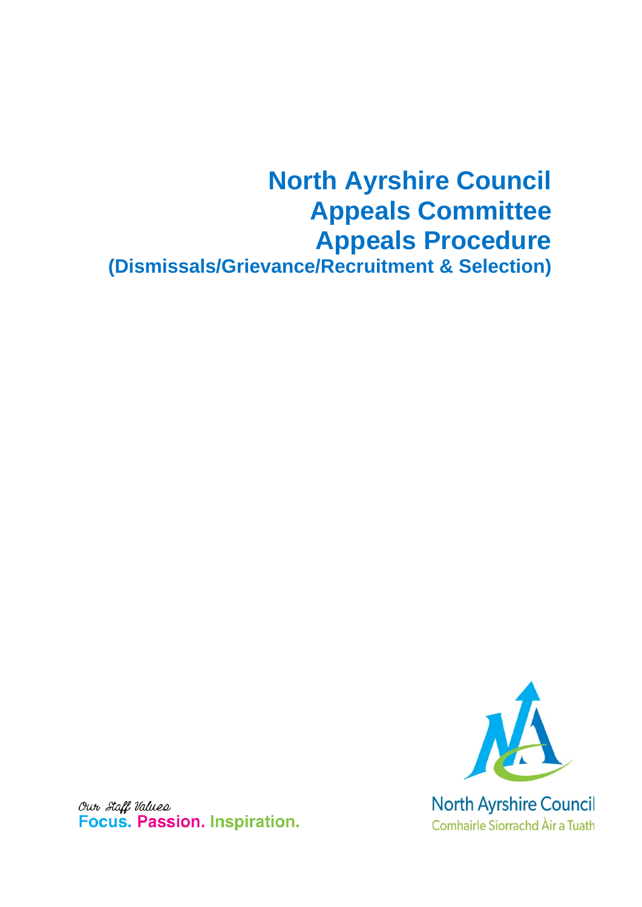# North Ayrshire Council
# Appeals Committee
# Appeals Procedure
## (Dismissals/Grievance/Recruitment & Selection)

*Our Staff Values*
**Focus. Passion. Inspiration.**

North Ayrshire Council
Comhairle Siorrachd Àir a Tuath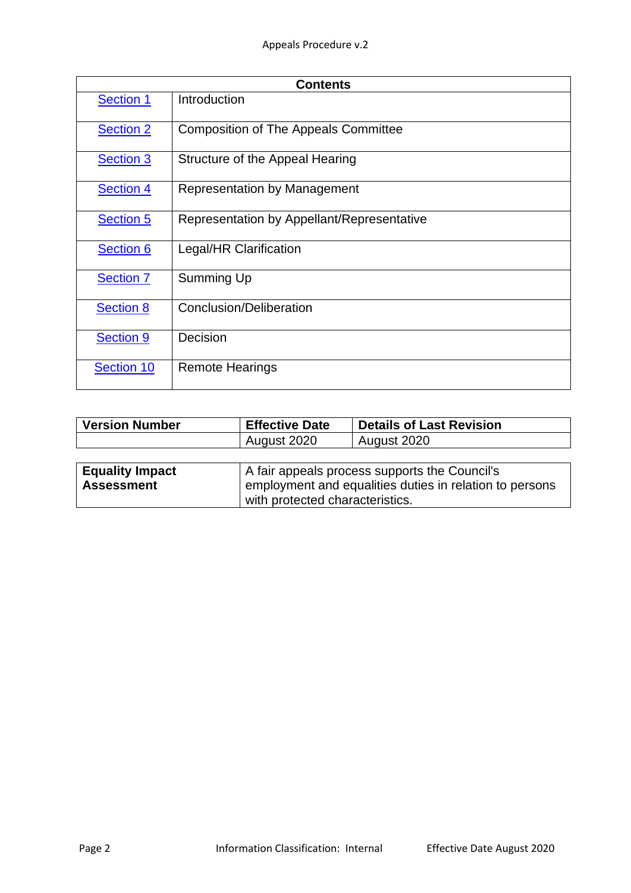| Contents | |
|---|---|
| Section 1 | Introduction |
| Section 2 | Composition of The Appeals Committee |
| Section 3 | Structure of the Appeal Hearing |
| Section 4 | Representation by Management |
| Section 5 | Representation by Appellant/Representative |
| Section 6 | Legal/HR Clarification |
| Section 7 | Summing Up |
| Section 8 | Conclusion/Deliberation |
| Section 9 | Decision |
| Section 10 | Remote Hearings |

| Version Number | Effective Date | Details of Last Revision |
|---|---|---|
| | August 2020 | August 2020 |

| **Equality Impact Assessment** | A fair appeals process supports the Council's employment and equalities duties in relation to persons with protected characteristics. |
|---|---|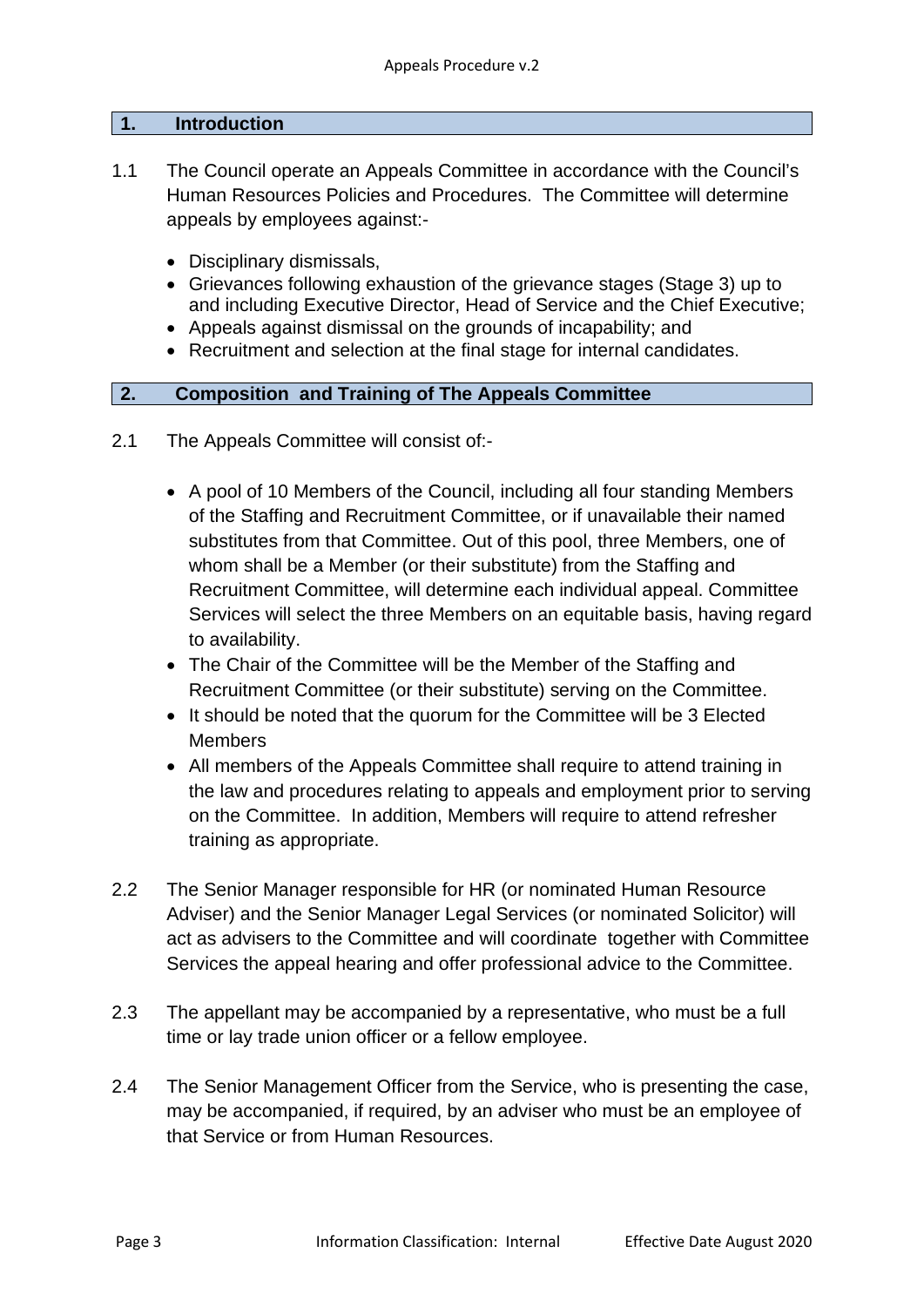## 1. Introduction

1.1 The Council operate an Appeals Committee in accordance with the Council's Human Resources Policies and Procedures. The Committee will determine appeals by employees against:-

- Disciplinary dismissals,
- Grievances following exhaustion of the grievance stages (Stage 3) up to and including Executive Director, Head of Service and the Chief Executive;
- Appeals against dismissal on the grounds of incapability; and
- Recruitment and selection at the final stage for internal candidates.

## 2. Composition and Training of The Appeals Committee

2.1 The Appeals Committee will consist of:-

- A pool of 10 Members of the Council, including all four standing Members of the Staffing and Recruitment Committee, or if unavailable their named substitutes from that Committee. Out of this pool, three Members, one of whom shall be a Member (or their substitute) from the Staffing and Recruitment Committee, will determine each individual appeal. Committee Services will select the three Members on an equitable basis, having regard to availability.
- The Chair of the Committee will be the Member of the Staffing and Recruitment Committee (or their substitute) serving on the Committee.
- It should be noted that the quorum for the Committee will be 3 Elected Members
- All members of the Appeals Committee shall require to attend training in the law and procedures relating to appeals and employment prior to serving on the Committee. In addition, Members will require to attend refresher training as appropriate.

2.2 The Senior Manager responsible for HR (or nominated Human Resource Adviser) and the Senior Manager Legal Services (or nominated Solicitor) will act as advisers to the Committee and will coordinate together with Committee Services the appeal hearing and offer professional advice to the Committee.

2.3 The appellant may be accompanied by a representative, who must be a full time or lay trade union officer or a fellow employee.

2.4 The Senior Management Officer from the Service, who is presenting the case, may be accompanied, if required, by an adviser who must be an employee of that Service or from Human Resources.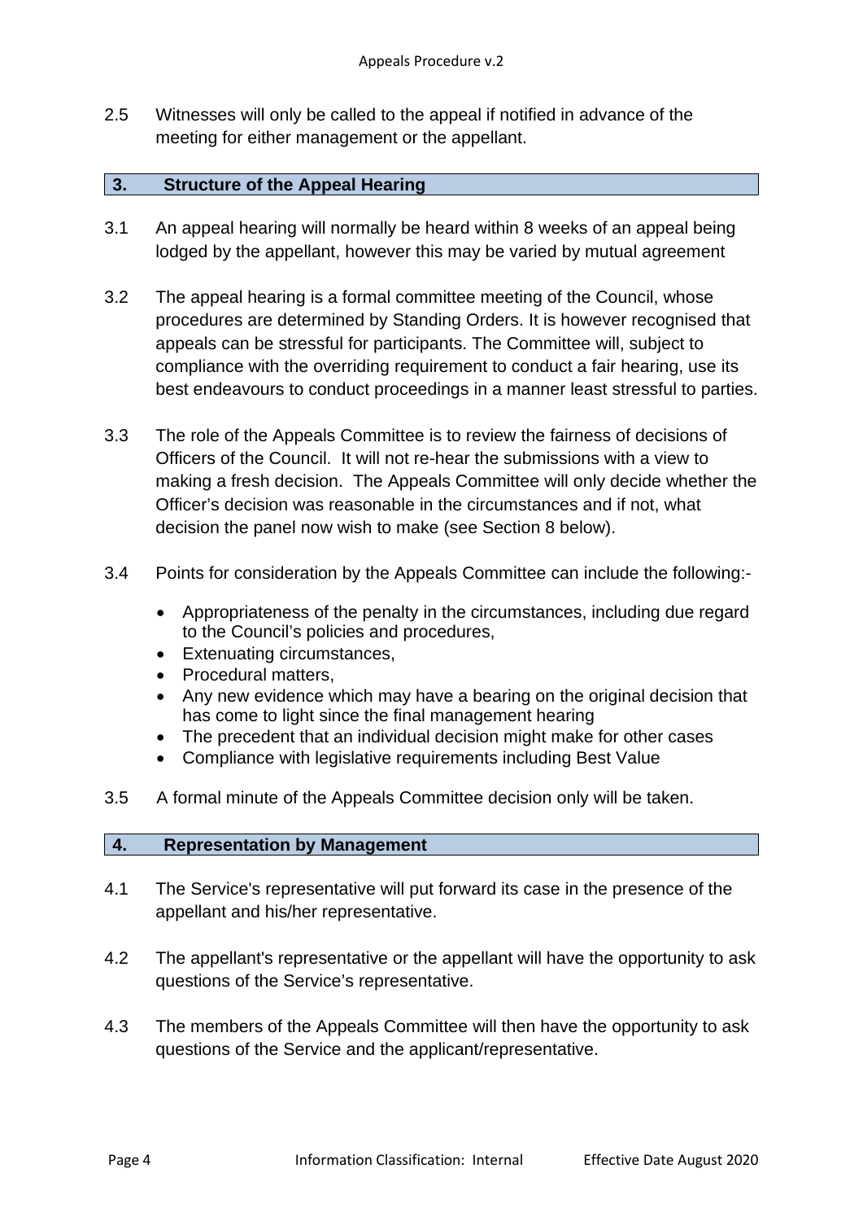2.5 Witnesses will only be called to the appeal if notified in advance of the meeting for either management or the appellant.

## 3. Structure of the Appeal Hearing

3.1 An appeal hearing will normally be heard within 8 weeks of an appeal being lodged by the appellant, however this may be varied by mutual agreement

3.2 The appeal hearing is a formal committee meeting of the Council, whose procedures are determined by Standing Orders. It is however recognised that appeals can be stressful for participants. The Committee will, subject to compliance with the overriding requirement to conduct a fair hearing, use its best endeavours to conduct proceedings in a manner least stressful to parties.

3.3 The role of the Appeals Committee is to review the fairness of decisions of Officers of the Council. It will not re-hear the submissions with a view to making a fresh decision. The Appeals Committee will only decide whether the Officer's decision was reasonable in the circumstances and if not, what decision the panel now wish to make (see Section 8 below).

3.4 Points for consideration by the Appeals Committee can include the following:-

- Appropriateness of the penalty in the circumstances, including due regard to the Council's policies and procedures,
- Extenuating circumstances,
- Procedural matters,
- Any new evidence which may have a bearing on the original decision that has come to light since the final management hearing
- The precedent that an individual decision might make for other cases
- Compliance with legislative requirements including Best Value

3.5 A formal minute of the Appeals Committee decision only will be taken.

## 4. Representation by Management

4.1 The Service's representative will put forward its case in the presence of the appellant and his/her representative.

4.2 The appellant's representative or the appellant will have the opportunity to ask questions of the Service's representative.

4.3 The members of the Appeals Committee will then have the opportunity to ask questions of the Service and the applicant/representative.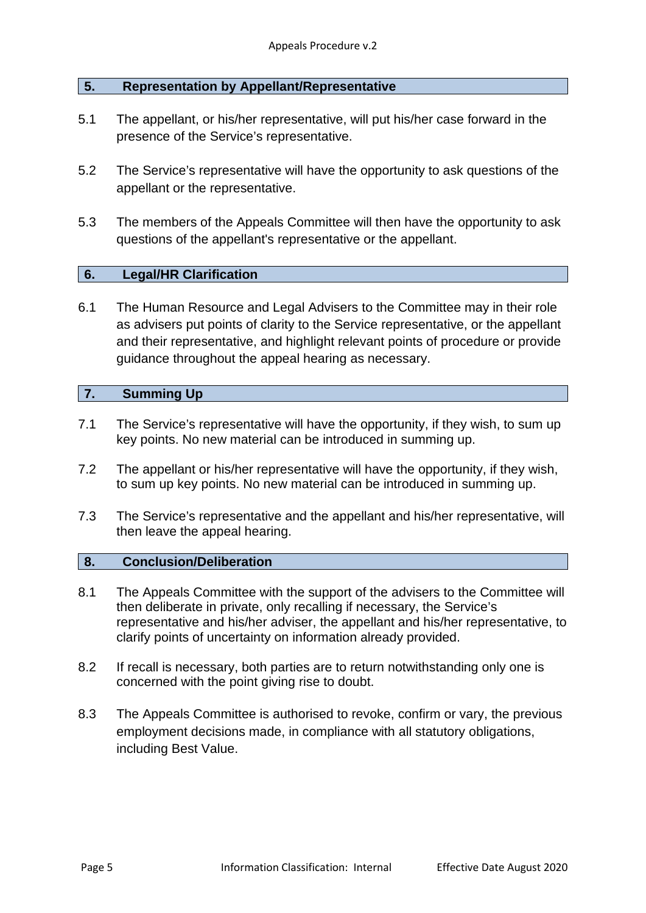## 5. Representation by Appellant/Representative

5.1 The appellant, or his/her representative, will put his/her case forward in the presence of the Service's representative.

5.2 The Service's representative will have the opportunity to ask questions of the appellant or the representative.

5.3 The members of the Appeals Committee will then have the opportunity to ask questions of the appellant's representative or the appellant.

## 6. Legal/HR Clarification

6.1 The Human Resource and Legal Advisers to the Committee may in their role as advisers put points of clarity to the Service representative, or the appellant and their representative, and highlight relevant points of procedure or provide guidance throughout the appeal hearing as necessary.

## 7. Summing Up

7.1 The Service's representative will have the opportunity, if they wish, to sum up key points. No new material can be introduced in summing up.

7.2 The appellant or his/her representative will have the opportunity, if they wish, to sum up key points. No new material can be introduced in summing up.

7.3 The Service's representative and the appellant and his/her representative, will then leave the appeal hearing.

## 8. Conclusion/Deliberation

8.1 The Appeals Committee with the support of the advisers to the Committee will then deliberate in private, only recalling if necessary, the Service's representative and his/her adviser, the appellant and his/her representative, to clarify points of uncertainty on information already provided.

8.2 If recall is necessary, both parties are to return notwithstanding only one is concerned with the point giving rise to doubt.

8.3 The Appeals Committee is authorised to revoke, confirm or vary, the previous employment decisions made, in compliance with all statutory obligations, including Best Value.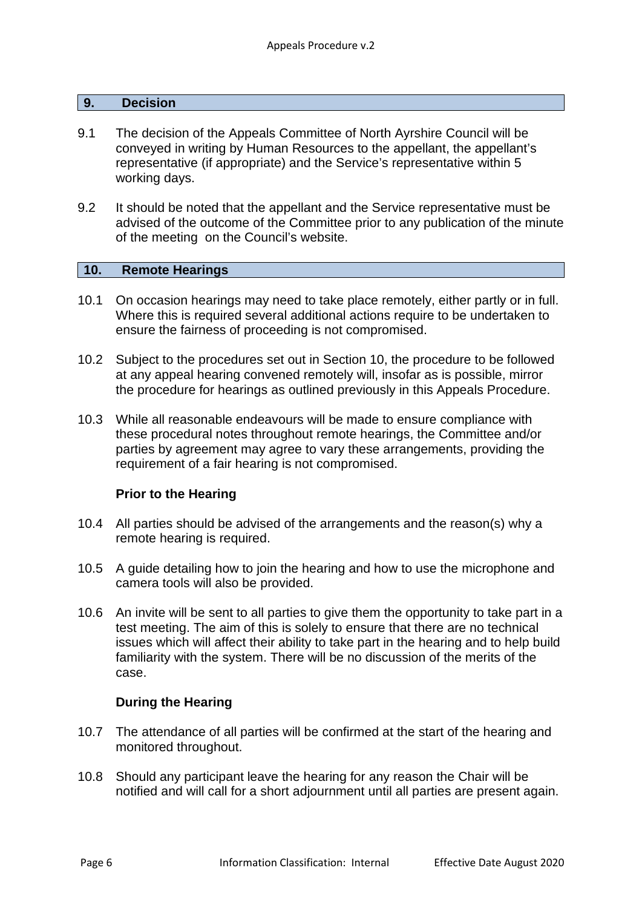## 9. Decision

9.1 The decision of the Appeals Committee of North Ayrshire Council will be conveyed in writing by Human Resources to the appellant, the appellant's representative (if appropriate) and the Service's representative within 5 working days.

9.2 It should be noted that the appellant and the Service representative must be advised of the outcome of the Committee prior to any publication of the minute of the meeting on the Council's website.

## 10. Remote Hearings

10.1 On occasion hearings may need to take place remotely, either partly or in full. Where this is required several additional actions require to be undertaken to ensure the fairness of proceeding is not compromised.

10.2 Subject to the procedures set out in Section 10, the procedure to be followed at any appeal hearing convened remotely will, insofar as is possible, mirror the procedure for hearings as outlined previously in this Appeals Procedure.

10.3 While all reasonable endeavours will be made to ensure compliance with these procedural notes throughout remote hearings, the Committee and/or parties by agreement may agree to vary these arrangements, providing the requirement of a fair hearing is not compromised.

**Prior to the Hearing**

10.4 All parties should be advised of the arrangements and the reason(s) why a remote hearing is required.

10.5 A guide detailing how to join the hearing and how to use the microphone and camera tools will also be provided.

10.6 An invite will be sent to all parties to give them the opportunity to take part in a test meeting. The aim of this is solely to ensure that there are no technical issues which will affect their ability to take part in the hearing and to help build familiarity with the system. There will be no discussion of the merits of the case.

**During the Hearing**

10.7 The attendance of all parties will be confirmed at the start of the hearing and monitored throughout.

10.8 Should any participant leave the hearing for any reason the Chair will be notified and will call for a short adjournment until all parties are present again.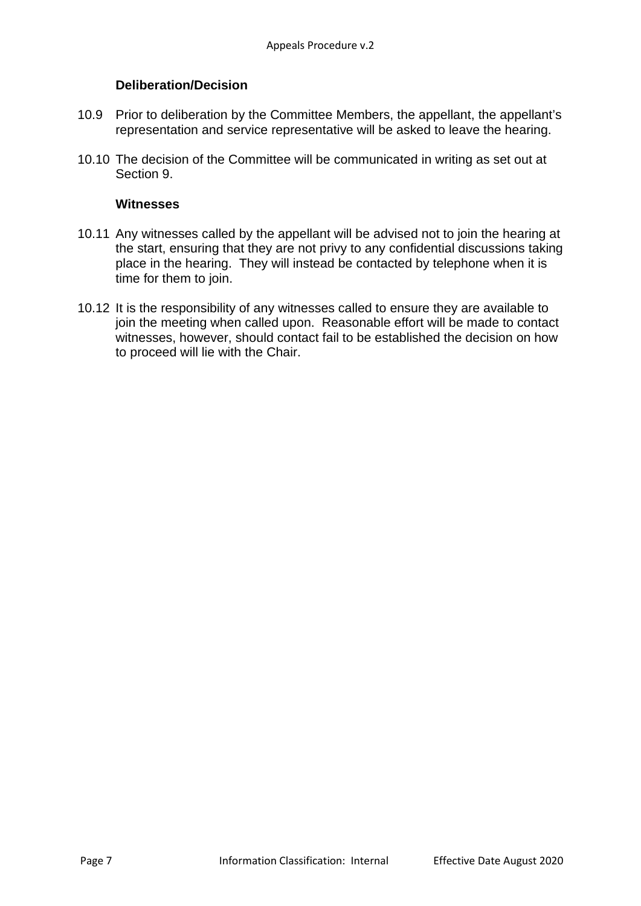### Deliberation/Decision

10.9 Prior to deliberation by the Committee Members, the appellant, the appellant's representation and service representative will be asked to leave the hearing.

10.10 The decision of the Committee will be communicated in writing as set out at Section 9.

### Witnesses

10.11 Any witnesses called by the appellant will be advised not to join the hearing at the start, ensuring that they are not privy to any confidential discussions taking place in the hearing. They will instead be contacted by telephone when it is time for them to join.

10.12 It is the responsibility of any witnesses called to ensure they are available to join the meeting when called upon. Reasonable effort will be made to contact witnesses, however, should contact fail to be established the decision on how to proceed will lie with the Chair.